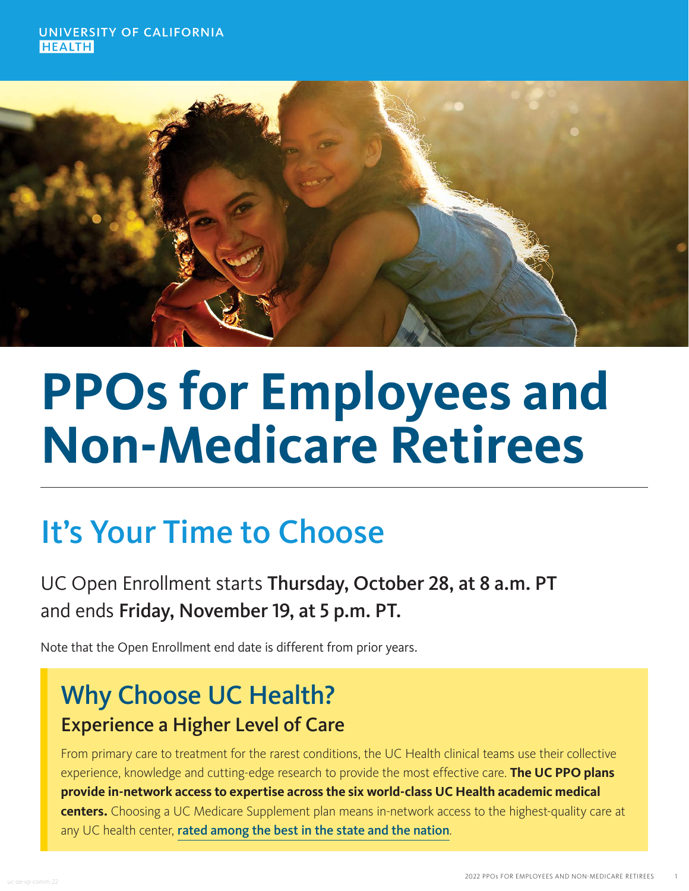UNIVERSITY OF CALIFORNIA
HEALTH

# PPOs for Employees and Non-Medicare Retirees

## It's Your Time to Choose

UC Open Enrollment starts **Thursday, October 28, at 8 a.m. PT** and ends **Friday, November 19, at 5 p.m. PT.**

Note that the Open Enrollment end date is different from prior years.

## Why Choose UC Health?

### Experience a Higher Level of Care

From primary care to treatment for the rarest conditions, the UC Health clinical teams use their collective experience, knowledge and cutting-edge research to provide the most effective care. **The UC PPO plans provide in-network access to expertise across the six world-class UC Health academic medical centers.** Choosing a UC Medicare Supplement plan means in-network access to the highest-quality care at any UC health center, **rated among the best in the state and the nation**.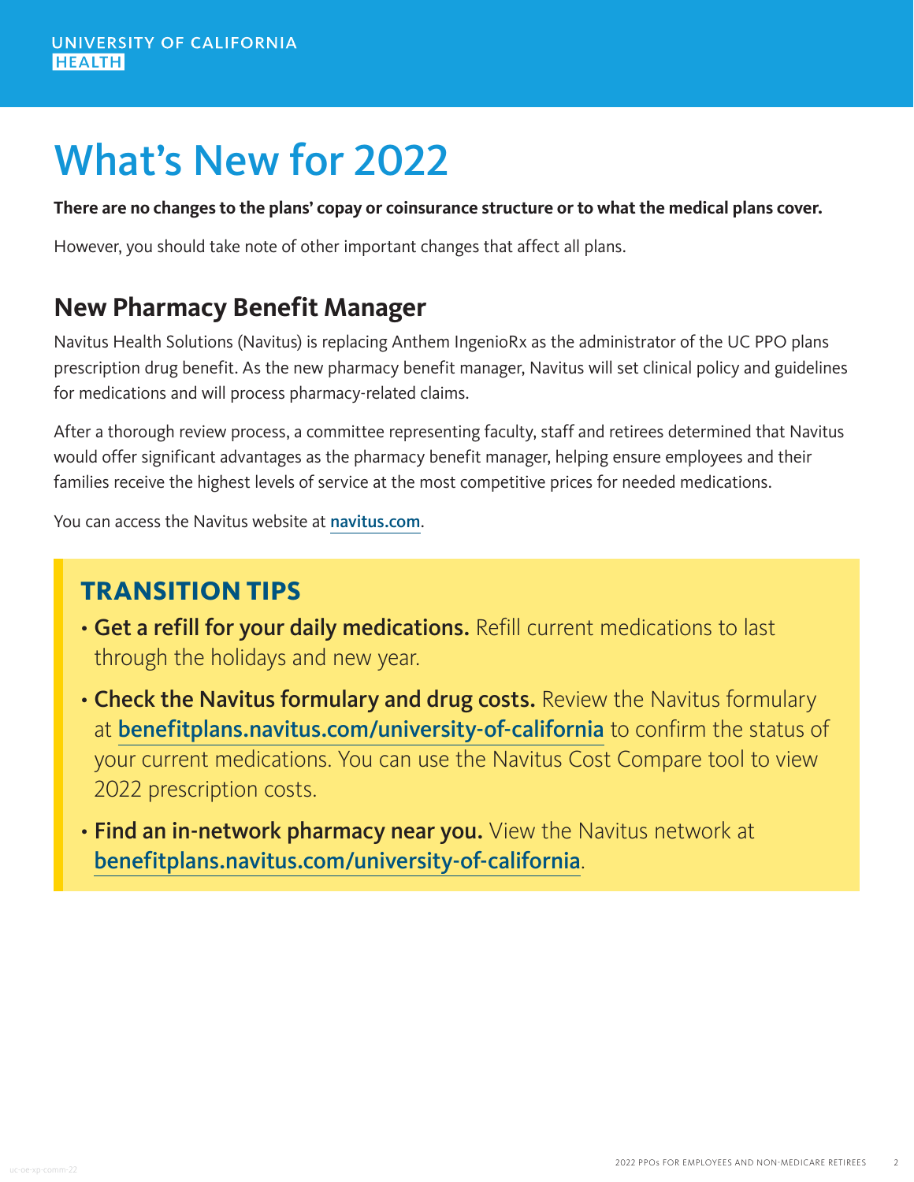UNIVERSITY OF CALIFORNIA
HEALTH

# What's New for 2022

**There are no changes to the plans' copay or coinsurance structure or to what the medical plans cover.**

However, you should take note of other important changes that affect all plans.

## New Pharmacy Benefit Manager

Navitus Health Solutions (Navitus) is replacing Anthem IngenioRx as the administrator of the UC PPO plans prescription drug benefit. As the new pharmacy benefit manager, Navitus will set clinical policy and guidelines for medications and will process pharmacy-related claims.

After a thorough review process, a committee representing faculty, staff and retirees determined that Navitus would offer significant advantages as the pharmacy benefit manager, helping ensure employees and their families receive the highest levels of service at the most competitive prices for needed medications.

You can access the Navitus website at **navitus.com**.

### TRANSITION TIPS

- **Get a refill for your daily medications.** Refill current medications to last through the holidays and new year.
- **Check the Navitus formulary and drug costs.** Review the Navitus formulary at **benefitplans.navitus.com/university-of-california** to confirm the status of your current medications. You can use the Navitus Cost Compare tool to view 2022 prescription costs.
- **Find an in-network pharmacy near you.** View the Navitus network at **benefitplans.navitus.com/university-of-california**.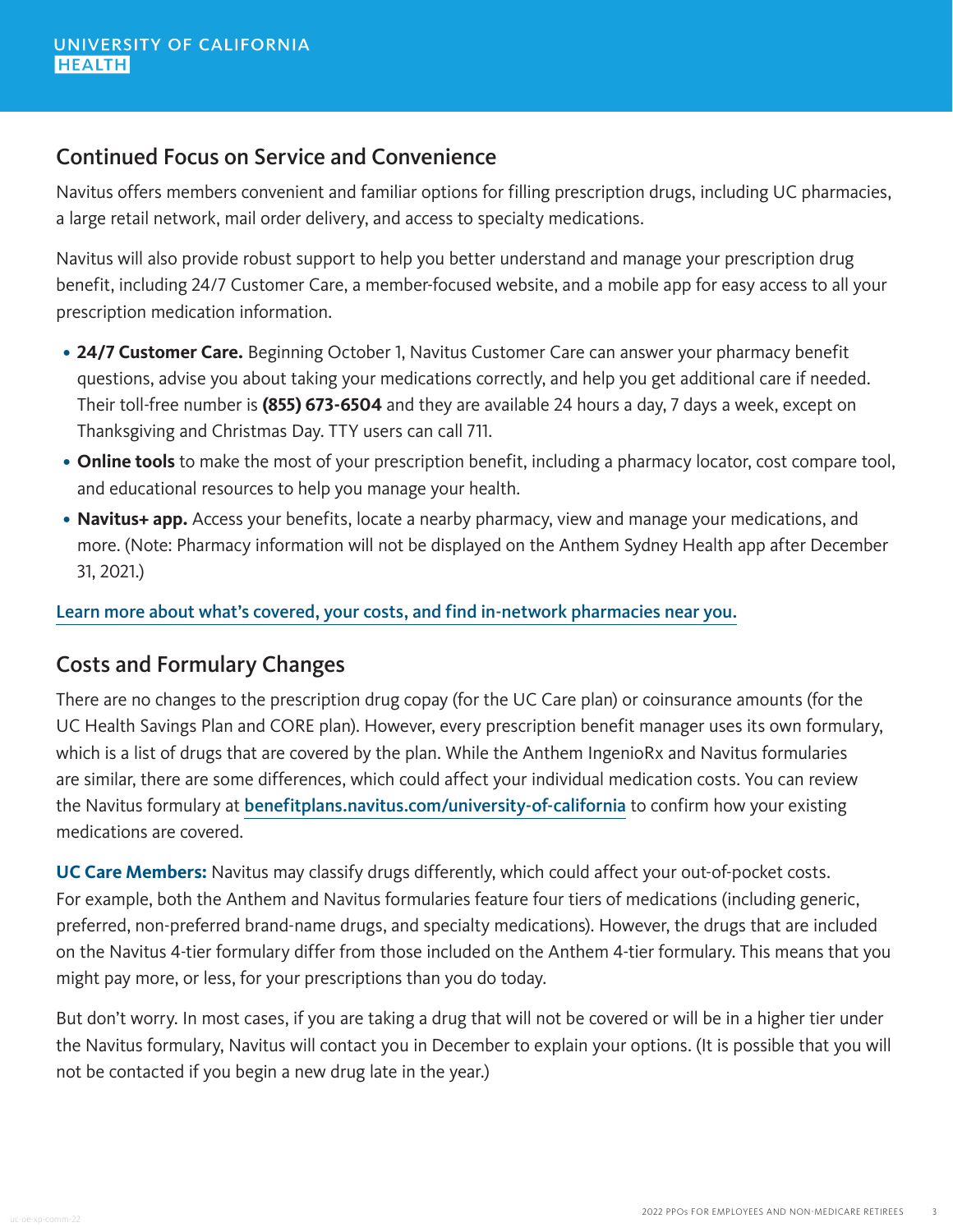## Continued Focus on Service and Convenience

Navitus offers members convenient and familiar options for filling prescription drugs, including UC pharmacies, a large retail network, mail order delivery, and access to specialty medications.

Navitus will also provide robust support to help you better understand and manage your prescription drug benefit, including 24/7 Customer Care, a member-focused website, and a mobile app for easy access to all your prescription medication information.

- **24/7 Customer Care.** Beginning October 1, Navitus Customer Care can answer your pharmacy benefit questions, advise you about taking your medications correctly, and help you get additional care if needed. Their toll-free number is **(855) 673-6504** and they are available 24 hours a day, 7 days a week, except on Thanksgiving and Christmas Day. TTY users can call 711.
- **Online tools** to make the most of your prescription benefit, including a pharmacy locator, cost compare tool, and educational resources to help you manage your health.
- **Navitus+ app.** Access your benefits, locate a nearby pharmacy, view and manage your medications, and more. (Note: Pharmacy information will not be displayed on the Anthem Sydney Health app after December 31, 2021.)

Learn more about what's covered, your costs, and find in-network pharmacies near you.

## Costs and Formulary Changes

There are no changes to the prescription drug copay (for the UC Care plan) or coinsurance amounts (for the UC Health Savings Plan and CORE plan). However, every prescription benefit manager uses its own formulary, which is a list of drugs that are covered by the plan. While the Anthem IngenioRx and Navitus formularies are similar, there are some differences, which could affect your individual medication costs. You can review the Navitus formulary at benefitplans.navitus.com/university-of-california to confirm how your existing medications are covered.

**UC Care Members:** Navitus may classify drugs differently, which could affect your out-of-pocket costs. For example, both the Anthem and Navitus formularies feature four tiers of medications (including generic, preferred, non-preferred brand-name drugs, and specialty medications). However, the drugs that are included on the Navitus 4-tier formulary differ from those included on the Anthem 4-tier formulary. This means that you might pay more, or less, for your prescriptions than you do today.

But don't worry. In most cases, if you are taking a drug that will not be covered or will be in a higher tier under the Navitus formulary, Navitus will contact you in December to explain your options. (It is possible that you will not be contacted if you begin a new drug late in the year.)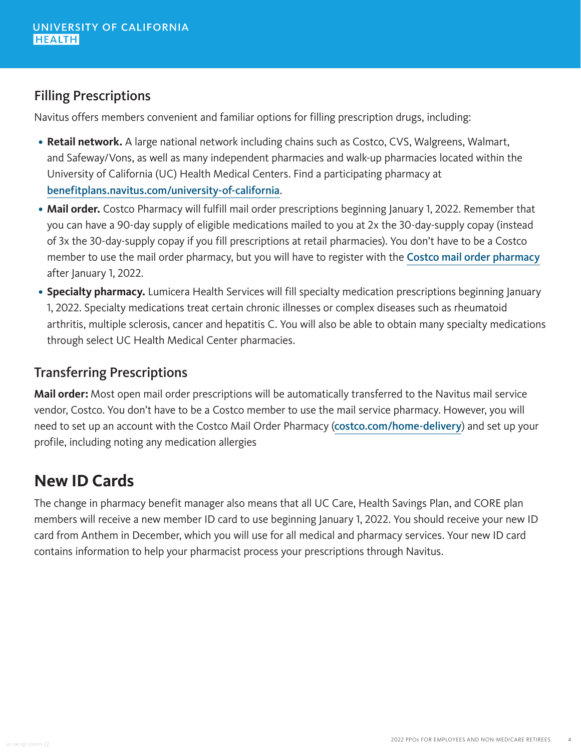## Filling Prescriptions

Navitus offers members convenient and familiar options for filling prescription drugs, including:

- **Retail network.** A large national network including chains such as Costco, CVS, Walgreens, Walmart, and Safeway/Vons, as well as many independent pharmacies and walk-up pharmacies located within the University of California (UC) Health Medical Centers. Find a participating pharmacy at [benefitplans.navitus.com/university-of-california](benefitplans.navitus.com/university-of-california).
- **Mail order.** Costco Pharmacy will fulfill mail order prescriptions beginning January 1, 2022. Remember that you can have a 90-day supply of eligible medications mailed to you at 2x the 30-day-supply copay (instead of 3x the 30-day-supply copay if you fill prescriptions at retail pharmacies). You don't have to be a Costco member to use the mail order pharmacy, but you will have to register with the Costco mail order pharmacy after January 1, 2022.
- **Specialty pharmacy.** Lumicera Health Services will fill specialty medication prescriptions beginning January 1, 2022. Specialty medications treat certain chronic illnesses or complex diseases such as rheumatoid arthritis, multiple sclerosis, cancer and hepatitis C. You will also be able to obtain many specialty medications through select UC Health Medical Center pharmacies.

## Transferring Prescriptions

**Mail order:** Most open mail order prescriptions will be automatically transferred to the Navitus mail service vendor, Costco. You don't have to be a Costco member to use the mail service pharmacy. However, you will need to set up an account with the Costco Mail Order Pharmacy (costco.com/home-delivery) and set up your profile, including noting any medication allergies

# New ID Cards

The change in pharmacy benefit manager also means that all UC Care, Health Savings Plan, and CORE plan members will receive a new member ID card to use beginning January 1, 2022. You should receive your new ID card from Anthem in December, which you will use for all medical and pharmacy services. Your new ID card contains information to help your pharmacist process your prescriptions through Navitus.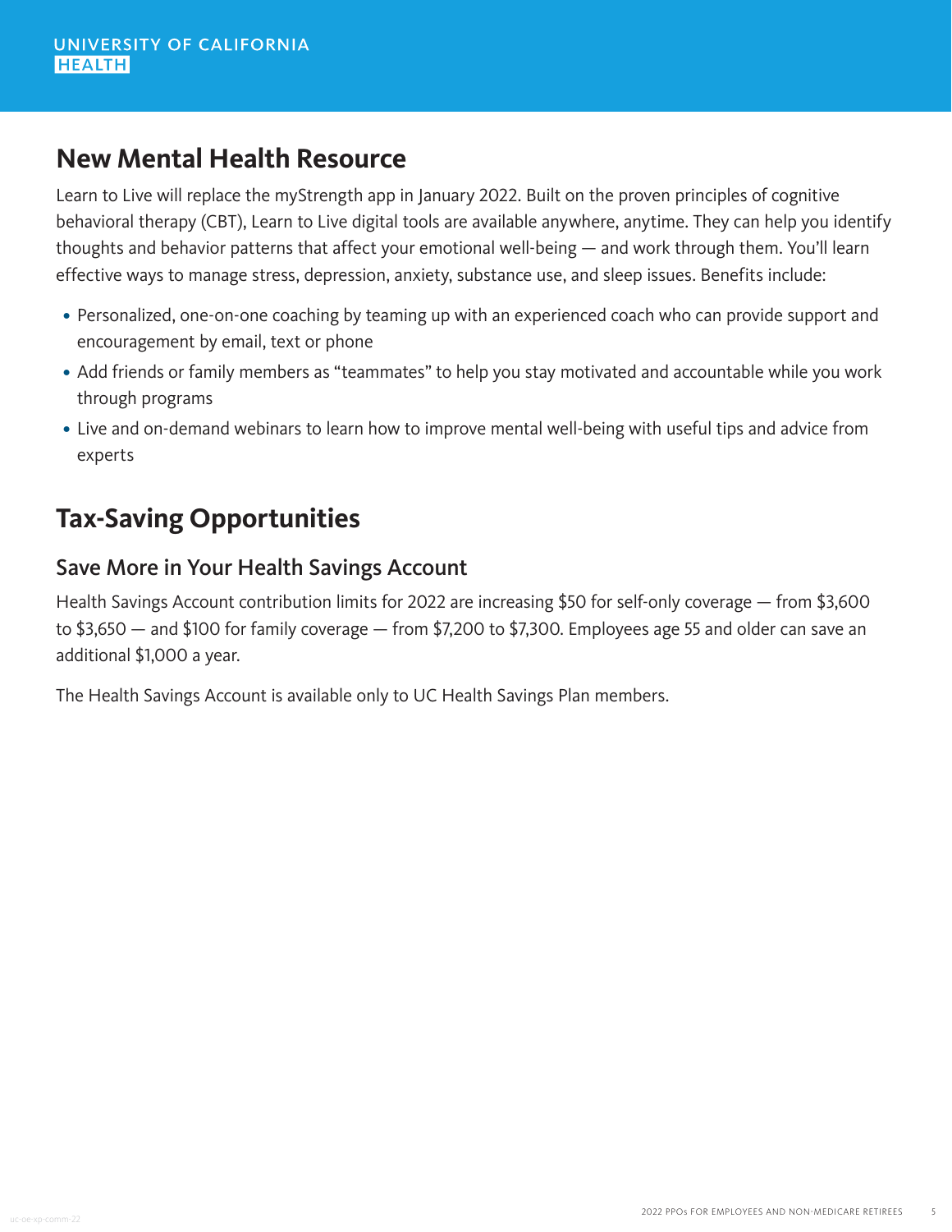## New Mental Health Resource

Learn to Live will replace the myStrength app in January 2022. Built on the proven principles of cognitive behavioral therapy (CBT), Learn to Live digital tools are available anywhere, anytime. They can help you identify thoughts and behavior patterns that affect your emotional well-being — and work through them. You'll learn effective ways to manage stress, depression, anxiety, substance use, and sleep issues. Benefits include:

- Personalized, one-on-one coaching by teaming up with an experienced coach who can provide support and encouragement by email, text or phone
- Add friends or family members as "teammates" to help you stay motivated and accountable while you work through programs
- Live and on-demand webinars to learn how to improve mental well-being with useful tips and advice from experts

## Tax-Saving Opportunities

### Save More in Your Health Savings Account

Health Savings Account contribution limits for 2022 are increasing $50 for self-only coverage — from $3,600 to $3,650 — and $100 for family coverage — from $7,200 to $7,300. Employees age 55 and older can save an additional $1,000 a year.

The Health Savings Account is available only to UC Health Savings Plan members.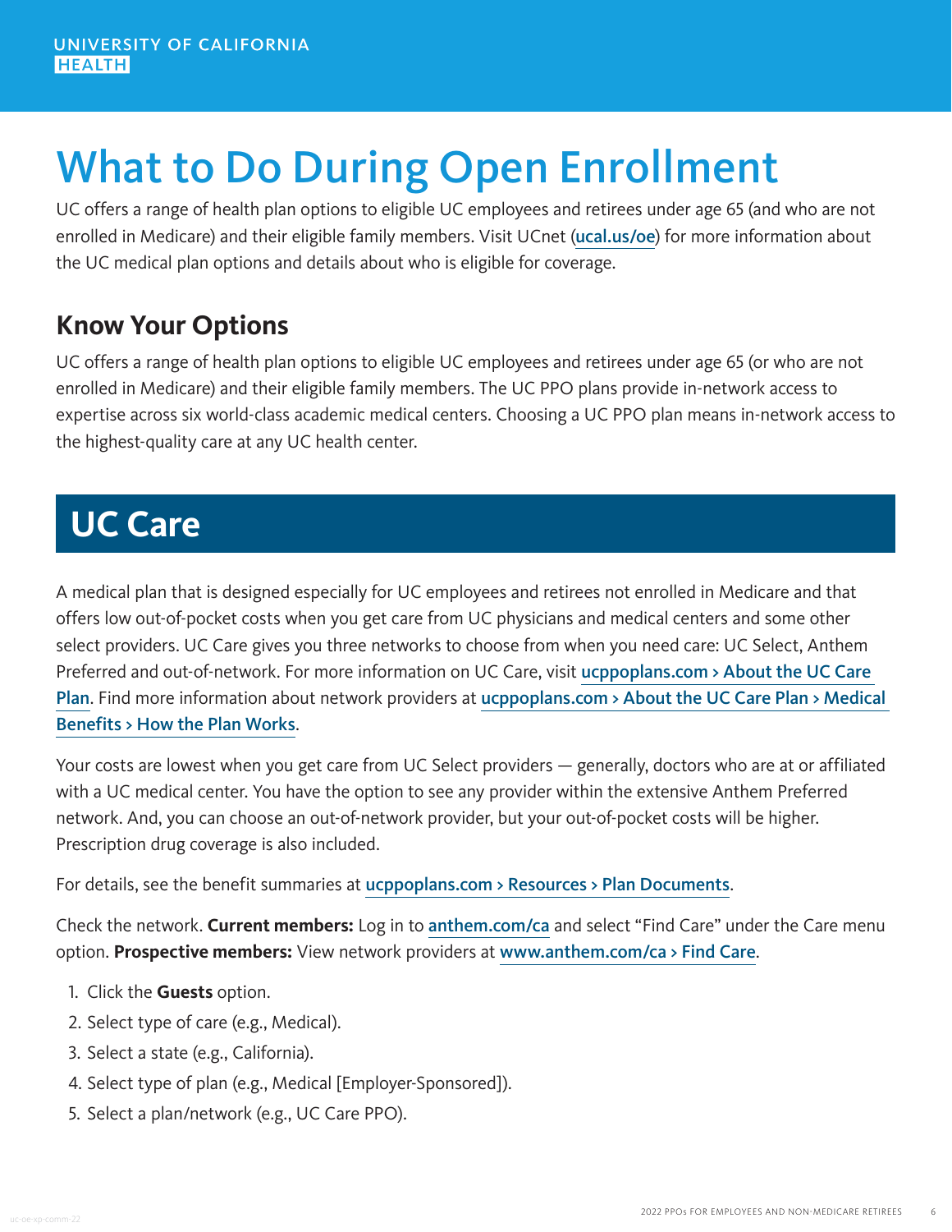UNIVERSITY OF CALIFORNIA
HEALTH

# What to Do During Open Enrollment

UC offers a range of health plan options to eligible UC employees and retirees under age 65 (and who are not enrolled in Medicare) and their eligible family members. Visit UCnet (ucal.us/oe) for more information about the UC medical plan options and details about who is eligible for coverage.

## Know Your Options

UC offers a range of health plan options to eligible UC employees and retirees under age 65 (or who are not enrolled in Medicare) and their eligible family members. The UC PPO plans provide in-network access to expertise across six world-class academic medical centers. Choosing a UC PPO plan means in-network access to the highest-quality care at any UC health center.

## UC Care

A medical plan that is designed especially for UC employees and retirees not enrolled in Medicare and that offers low out-of-pocket costs when you get care from UC physicians and medical centers and some other select providers. UC Care gives you three networks to choose from when you need care: UC Select, Anthem Preferred and out-of-network. For more information on UC Care, visit ucppoplans.com > About the UC Care Plan. Find more information about network providers at ucppoplans.com > About the UC Care Plan > Medical Benefits > How the Plan Works.

Your costs are lowest when you get care from UC Select providers — generally, doctors who are at or affiliated with a UC medical center. You have the option to see any provider within the extensive Anthem Preferred network. And, you can choose an out-of-network provider, but your out-of-pocket costs will be higher. Prescription drug coverage is also included.

For details, see the benefit summaries at ucppoplans.com > Resources > Plan Documents.

Check the network. **Current members:** Log in to anthem.com/ca and select "Find Care" under the Care menu option. **Prospective members:** View network providers at www.anthem.com/ca > Find Care.

1. Click the **Guests** option.
2. Select type of care (e.g., Medical).
3. Select a state (e.g., California).
4. Select type of plan (e.g., Medical [Employer-Sponsored]).
5. Select a plan/network (e.g., UC Care PPO).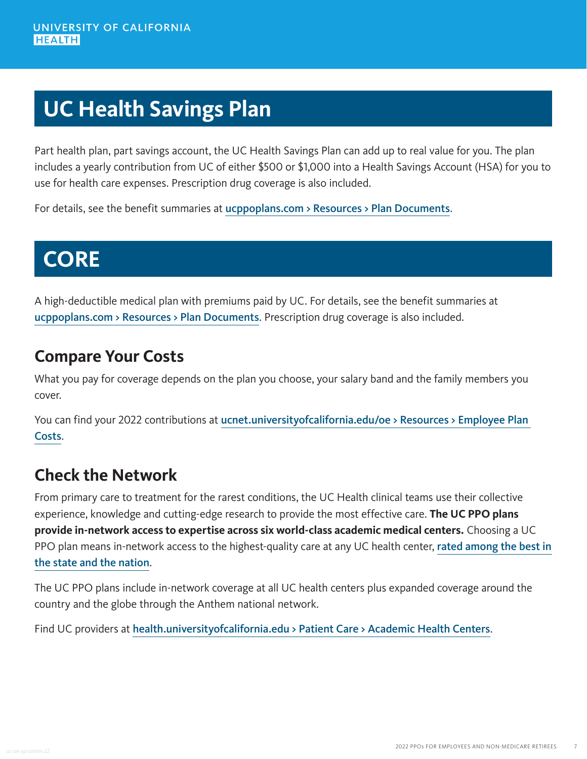# UC Health Savings Plan

Part health plan, part savings account, the UC Health Savings Plan can add up to real value for you. The plan includes a yearly contribution from UC of either $500 or $1,000 into a Health Savings Account (HSA) for you to use for health care expenses. Prescription drug coverage is also included.

For details, see the benefit summaries at ucppoplans.com > Resources > Plan Documents.

# CORE

A high-deductible medical plan with premiums paid by UC. For details, see the benefit summaries at ucppoplans.com > Resources > Plan Documents. Prescription drug coverage is also included.

## Compare Your Costs

What you pay for coverage depends on the plan you choose, your salary band and the family members you cover.

You can find your 2022 contributions at ucnet.universityofcalifornia.edu/oe > Resources > Employee Plan Costs.

## Check the Network

From primary care to treatment for the rarest conditions, the UC Health clinical teams use their collective experience, knowledge and cutting-edge research to provide the most effective care. **The UC PPO plans provide in-network access to expertise across six world-class academic medical centers.** Choosing a UC PPO plan means in-network access to the highest-quality care at any UC health center, rated among the best in the state and the nation.

The UC PPO plans include in-network coverage at all UC health centers plus expanded coverage around the country and the globe through the Anthem national network.

Find UC providers at health.universityofcalifornia.edu > Patient Care > Academic Health Centers.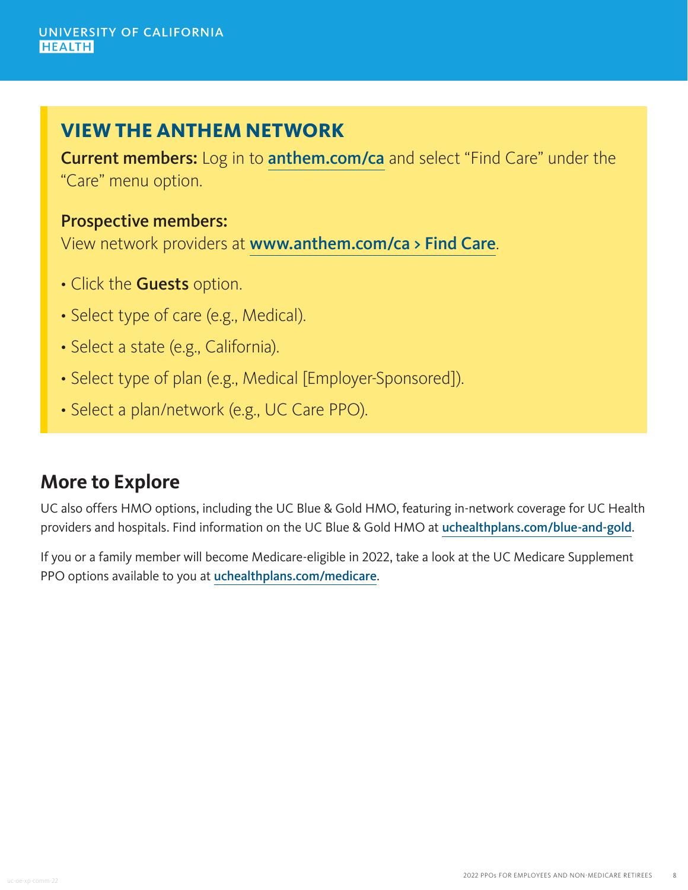## VIEW THE ANTHEM NETWORK

**Current members:** Log in to anthem.com/ca and select "Find Care" under the "Care" menu option.

**Prospective members:**
View network providers at www.anthem.com/ca > Find Care.

- Click the **Guests** option.
- Select type of care (e.g., Medical).
- Select a state (e.g., California).
- Select type of plan (e.g., Medical [Employer-Sponsored]).
- Select a plan/network (e.g., UC Care PPO).

## More to Explore

UC also offers HMO options, including the UC Blue & Gold HMO, featuring in-network coverage for UC Health providers and hospitals. Find information on the UC Blue & Gold HMO at uchealthplans.com/blue-and-gold.

If you or a family member will become Medicare-eligible in 2022, take a look at the UC Medicare Supplement PPO options available to you at uchealthplans.com/medicare.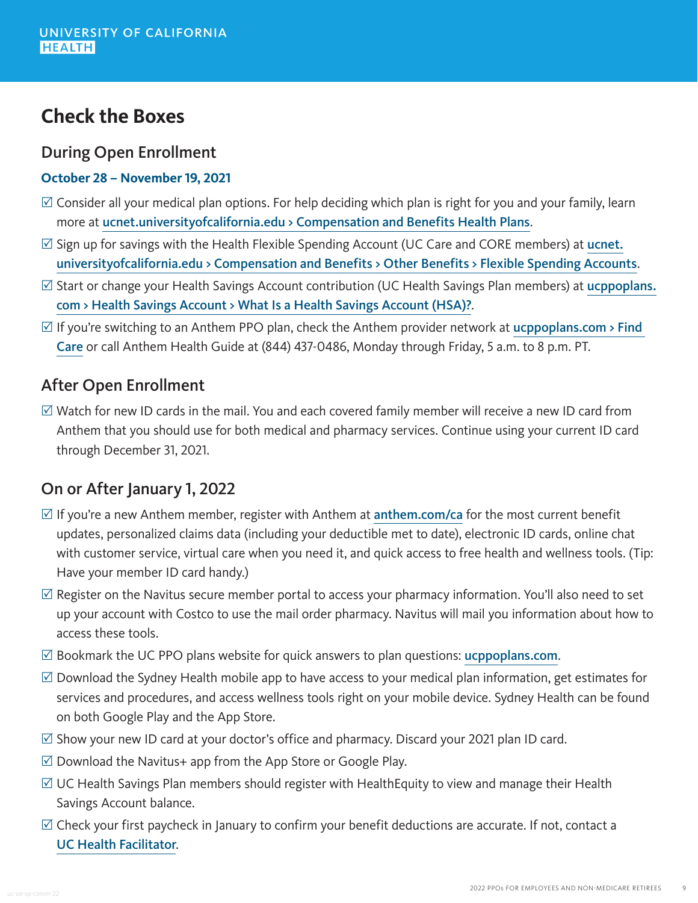UNIVERSITY OF CALIFORNIA HEALTH

# Check the Boxes

## During Open Enrollment

**October 28 – November 19, 2021**

- ☑ Consider all your medical plan options. For help deciding which plan is right for you and your family, learn more at ucnet.universityofcalifornia.edu > Compensation and Benefits Health Plans.
- ☑ Sign up for savings with the Health Flexible Spending Account (UC Care and CORE members) at ucnet.universityofcalifornia.edu > Compensation and Benefits > Other Benefits > Flexible Spending Accounts.
- ☑ Start or change your Health Savings Account contribution (UC Health Savings Plan members) at ucppoplans.com > Health Savings Account > What Is a Health Savings Account (HSA)?.
- ☑ If you're switching to an Anthem PPO plan, check the Anthem provider network at ucppoplans.com > Find Care or call Anthem Health Guide at (844) 437-0486, Monday through Friday, 5 a.m. to 8 p.m. PT.

## After Open Enrollment

- ☑ Watch for new ID cards in the mail. You and each covered family member will receive a new ID card from Anthem that you should use for both medical and pharmacy services. Continue using your current ID card through December 31, 2021.

## On or After January 1, 2022

- ☑ If you're a new Anthem member, register with Anthem at anthem.com/ca for the most current benefit updates, personalized claims data (including your deductible met to date), electronic ID cards, online chat with customer service, virtual care when you need it, and quick access to free health and wellness tools. (Tip: Have your member ID card handy.)
- ☑ Register on the Navitus secure member portal to access your pharmacy information. You'll also need to set up your account with Costco to use the mail order pharmacy. Navitus will mail you information about how to access these tools.
- ☑ Bookmark the UC PPO plans website for quick answers to plan questions: ucppoplans.com.
- ☑ Download the Sydney Health mobile app to have access to your medical plan information, get estimates for services and procedures, and access wellness tools right on your mobile device. Sydney Health can be found on both Google Play and the App Store.
- ☑ Show your new ID card at your doctor's office and pharmacy. Discard your 2021 plan ID card.
- ☑ Download the Navitus+ app from the App Store or Google Play.
- ☑ UC Health Savings Plan members should register with HealthEquity to view and manage their Health Savings Account balance.
- ☑ Check your first paycheck in January to confirm your benefit deductions are accurate. If not, contact a UC Health Facilitator.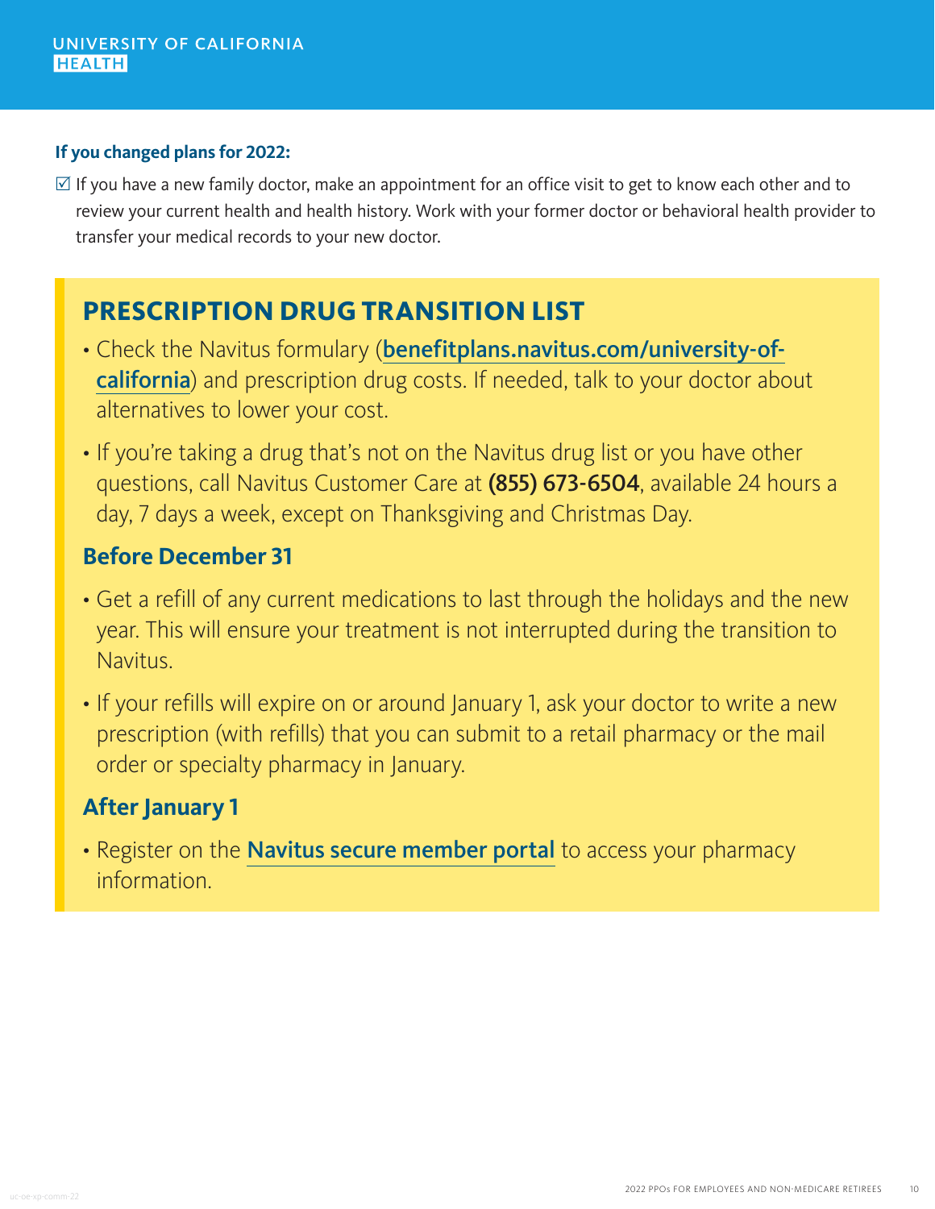**If you changed plans for 2022:**

☑ If you have a new family doctor, make an appointment for an office visit to get to know each other and to review your current health and health history. Work with your former doctor or behavioral health provider to transfer your medical records to your new doctor.

## PRESCRIPTION DRUG TRANSITION LIST

- Check the Navitus formulary (**benefitplans.navitus.com/university-of-california**) and prescription drug costs. If needed, talk to your doctor about alternatives to lower your cost.
- If you're taking a drug that's not on the Navitus drug list or you have other questions, call Navitus Customer Care at **(855) 673-6504**, available 24 hours a day, 7 days a week, except on Thanksgiving and Christmas Day.

### Before December 31

- Get a refill of any current medications to last through the holidays and the new year. This will ensure your treatment is not interrupted during the transition to Navitus.
- If your refills will expire on or around January 1, ask your doctor to write a new prescription (with refills) that you can submit to a retail pharmacy or the mail order or specialty pharmacy in January.

### After January 1

- Register on the **Navitus secure member portal** to access your pharmacy information.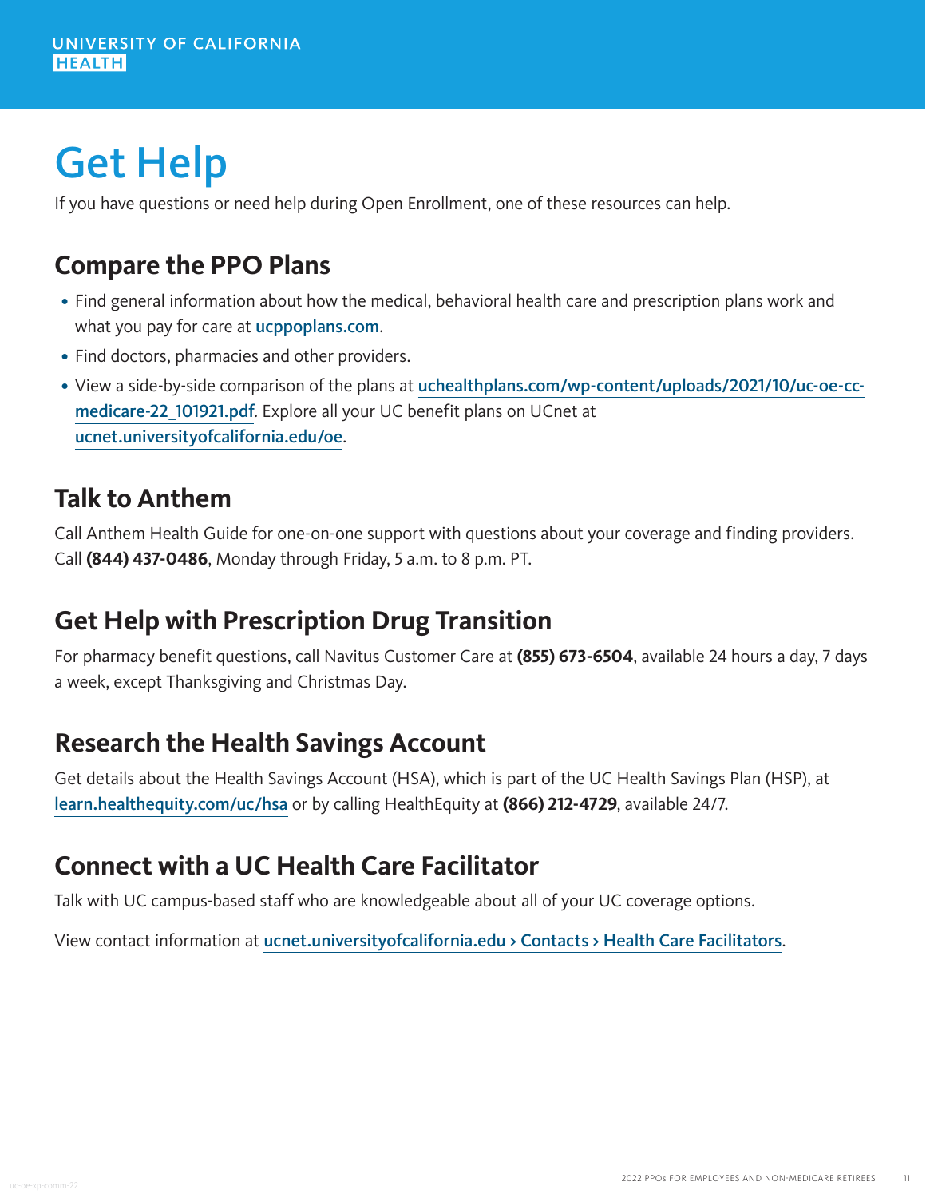UNIVERSITY OF CALIFORNIA
HEALTH

# Get Help

If you have questions or need help during Open Enrollment, one of these resources can help.

## Compare the PPO Plans

- Find general information about how the medical, behavioral health care and prescription plans work and what you pay for care at ucppoplans.com.
- Find doctors, pharmacies and other providers.
- View a side-by-side comparison of the plans at uchealthplans.com/wp-content/uploads/2021/10/uc-oe-cc-medicare-22_101921.pdf. Explore all your UC benefit plans on UCnet at ucnet.universityofcalifornia.edu/oe.

## Talk to Anthem

Call Anthem Health Guide for one-on-one support with questions about your coverage and finding providers. Call **(844) 437-0486**, Monday through Friday, 5 a.m. to 8 p.m. PT.

## Get Help with Prescription Drug Transition

For pharmacy benefit questions, call Navitus Customer Care at **(855) 673-6504**, available 24 hours a day, 7 days a week, except Thanksgiving and Christmas Day.

## Research the Health Savings Account

Get details about the Health Savings Account (HSA), which is part of the UC Health Savings Plan (HSP), at learn.healthequity.com/uc/hsa or by calling HealthEquity at **(866) 212-4729**, available 24/7.

## Connect with a UC Health Care Facilitator

Talk with UC campus-based staff who are knowledgeable about all of your UC coverage options.

View contact information at ucnet.universityofcalifornia.edu > Contacts > Health Care Facilitators.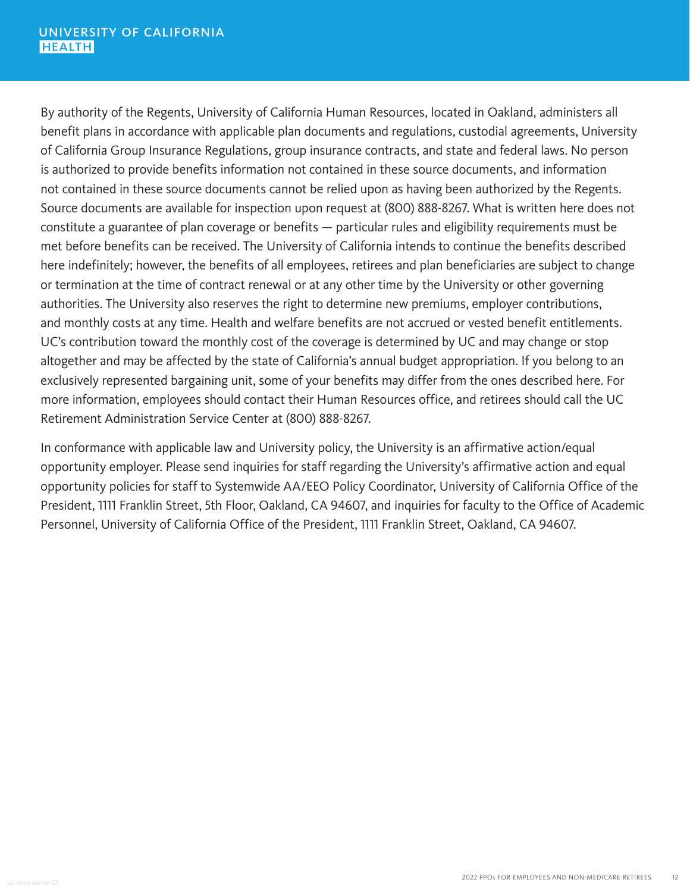By authority of the Regents, University of California Human Resources, located in Oakland, administers all benefit plans in accordance with applicable plan documents and regulations, custodial agreements, University of California Group Insurance Regulations, group insurance contracts, and state and federal laws. No person is authorized to provide benefits information not contained in these source documents, and information not contained in these source documents cannot be relied upon as having been authorized by the Regents. Source documents are available for inspection upon request at (800) 888-8267. What is written here does not constitute a guarantee of plan coverage or benefits — particular rules and eligibility requirements must be met before benefits can be received. The University of California intends to continue the benefits described here indefinitely; however, the benefits of all employees, retirees and plan beneficiaries are subject to change or termination at the time of contract renewal or at any other time by the University or other governing authorities. The University also reserves the right to determine new premiums, employer contributions, and monthly costs at any time. Health and welfare benefits are not accrued or vested benefit entitlements. UC's contribution toward the monthly cost of the coverage is determined by UC and may change or stop altogether and may be affected by the state of California's annual budget appropriation. If you belong to an exclusively represented bargaining unit, some of your benefits may differ from the ones described here. For more information, employees should contact their Human Resources office, and retirees should call the UC Retirement Administration Service Center at (800) 888-8267.

In conformance with applicable law and University policy, the University is an affirmative action/equal opportunity employer. Please send inquiries for staff regarding the University's affirmative action and equal opportunity policies for staff to Systemwide AA/EEO Policy Coordinator, University of California Office of the President, 1111 Franklin Street, 5th Floor, Oakland, CA 94607, and inquiries for faculty to the Office of Academic Personnel, University of California Office of the President, 1111 Franklin Street, Oakland, CA 94607.

uc-oe-xp-comm-22